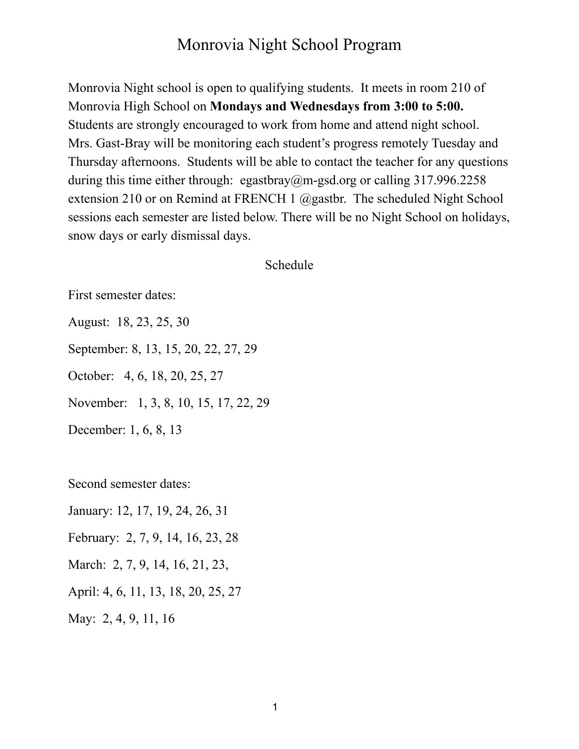# Monrovia Night School Program

Monrovia Night school is open to qualifying students. It meets in room 210 of Monrovia High School on **Mondays and Wednesdays from 3:00 to 5:00.** Students are strongly encouraged to work from home and attend night school. Mrs. Gast-Bray will be monitoring each student's progress remotely Tuesday and Thursday afternoons. Students will be able to contact the teacher for any questions during this time either through: egastbray@m-gsd.org or calling 317.996.2258 extension 210 or on Remind at FRENCH 1 @gastbr. The scheduled Night School sessions each semester are listed below. There will be no Night School on holidays, snow days or early dismissal days.

## Schedule

First semester dates:

August: 18, 23, 25, 30

September: 8, 13, 15, 20, 22, 27, 29

October: 4, 6, 18, 20, 25, 27

November: 1, 3, 8, 10, 15, 17, 22, 29

December: 1, 6, 8, 13

Second semester dates:

January: 12, 17, 19, 24, 26, 31

February: 2, 7, 9, 14, 16, 23, 28

March: 2, 7, 9, 14, 16, 21, 23,

April: 4, 6, 11, 13, 18, 20, 25, 27

May: 2, 4, 9, 11, 16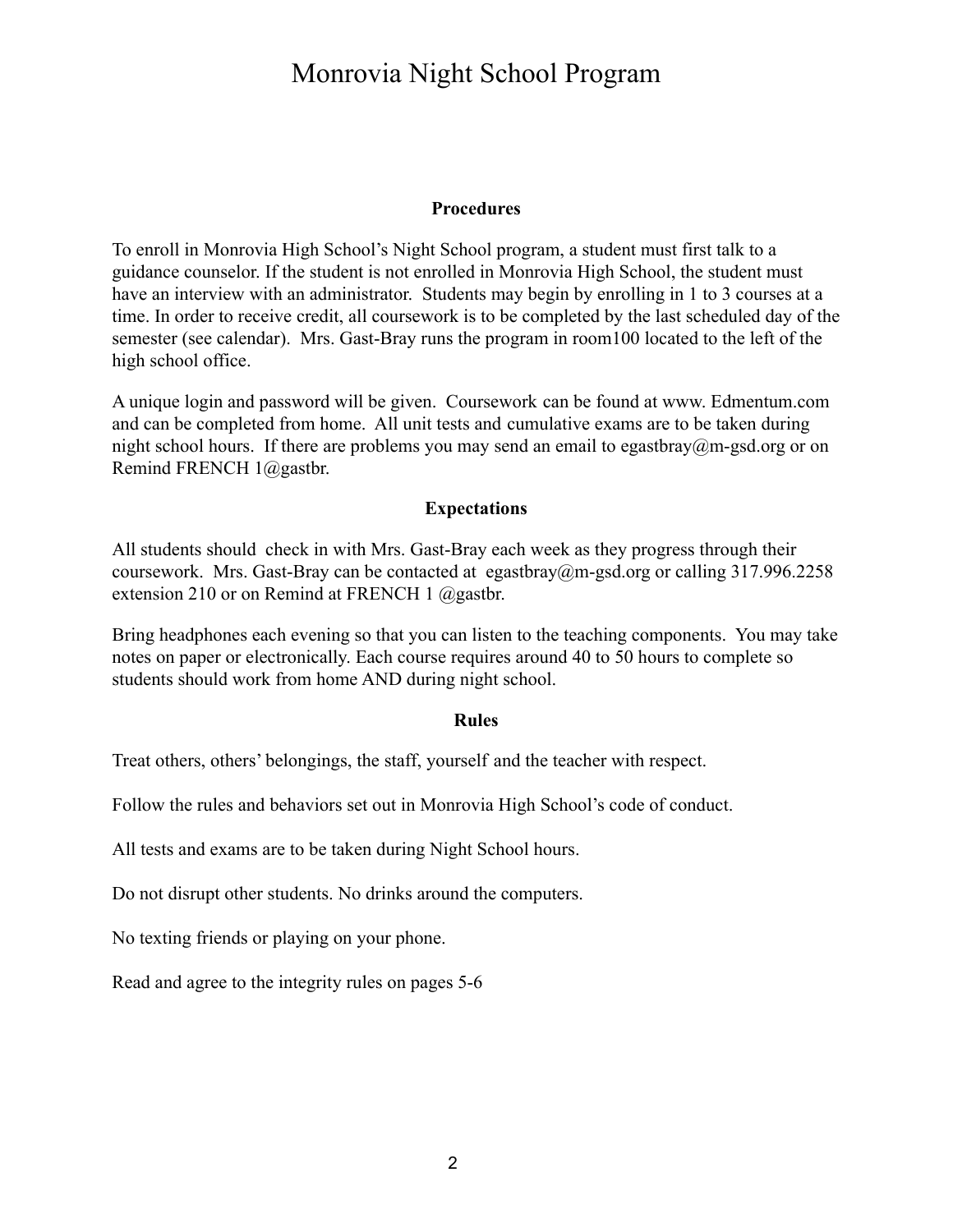# Monrovia Night School Program

### Procedures

To enroll in Monrovia High School's Night School program, a student must first talk to a guidance counselor. If the student is not enrolled in Monrovia High School, the student must have an interview with an administrator. Students may begin by enrolling in 1 to 3 courses at a time. In order to receive credit, all coursework is to be completed by the last scheduled day of the semester (see calendar). Mrs. Gast-Bray runs the program in room100 located to the left of the high school office.

A unique login and password will be given. Coursework can be found at www. Edmentum.com and can be completed from home. All unit tests and cumulative exams are to be taken during night school hours. If there are problems you may send an email to egastbray@m-gsd.org or on Remind FRENCH 1@gastbr.

### Expectations

All students should check in with Mrs. Gast-Bray each week as they progress through their coursework. Mrs. Gast-Bray can be contacted at egastbray@m-gsd.org or calling 317.996.2258 extension 210 or on Remind at FRENCH 1 @gastbr.

Bring headphones each evening so that you can listen to the teaching components. You may take notes on paper or electronically. Each course requires around 40 to 50 hours to complete so students should work from home AND during night school.

### Rules

Treat others, others' belongings, the staff, yourself and the teacher with respect.

Follow the rules and behaviors set out in Monrovia High School's code of conduct.

All tests and exams are to be taken during Night School hours.

Do not disrupt other students. No drinks around the computers.

No texting friends or playing on your phone.

Read and agree to the integrity rules on pages 5-6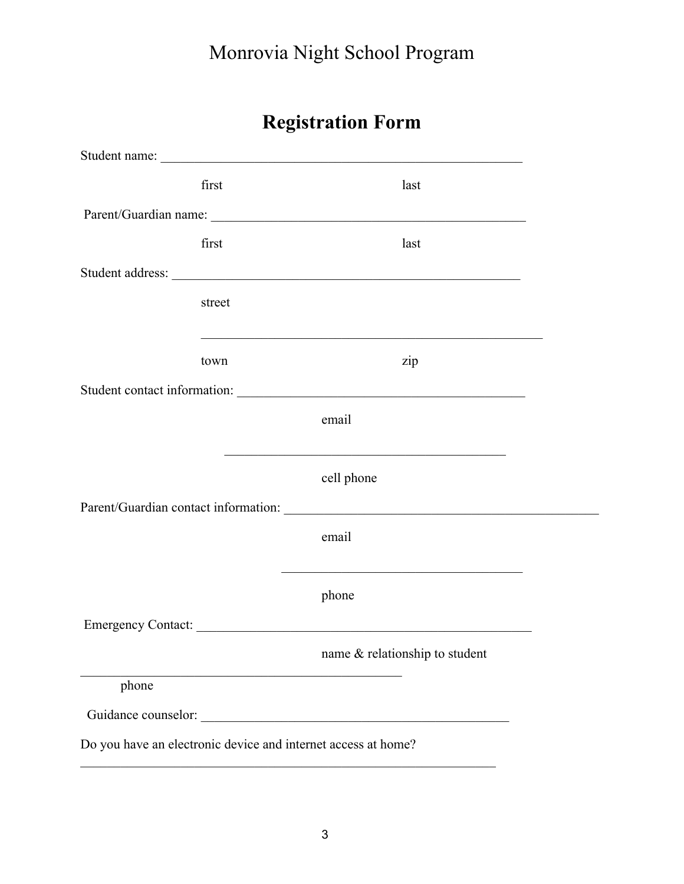Monrovia Night School Program

# Registration Form

Student name: ________________________________________________________

first last

Parent/Guardian name: ________________________________________________

first last

Student address: ______________________________________________________

street

______________________________________________________

town zip

Student contact information: ____________________________________________

email

____________________________________________

cell phone

Parent/Guardian contact information: _________________________________________________

email

_____________________________________

phone

Emergency Contact: ____________________________________________________

name & relationship to student

__________________________________________________

phone

Guidance counselor: ______________________________________________

Do you have an electronic device and internet access at home?

________________________________________________________________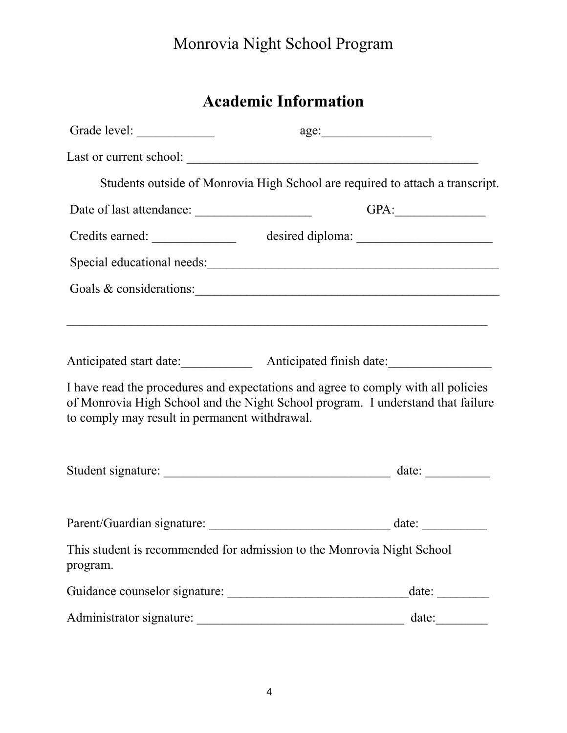# Monrovia Night School Program

## Academic Information

Grade level: ____________ age:_________________

Last or current school: ______________________________________________

Students outside of Monrovia High School are required to attach a transcript.

Date of last attendance: __________________ GPA:______________

Credits earned: _____________ desired diploma: _____________________

Special educational needs:_______________________________________________

Goals & considerations:_________________________________________________

_________________________________________________________________

Anticipated start date:___________ Anticipated finish date:________________

I have read the procedures and expectations and agree to comply with all policies of Monrovia High School and the Night School program. I understand that failure to comply may result in permanent withdrawal.

Student signature: ___________________________________ date: __________

Parent/Guardian signature: ____________________________ date: __________

This student is recommended for admission to the Monrovia Night School program.

Guidance counselor signature: ___________________________date: ________

Administrator signature: ________________________________ date:________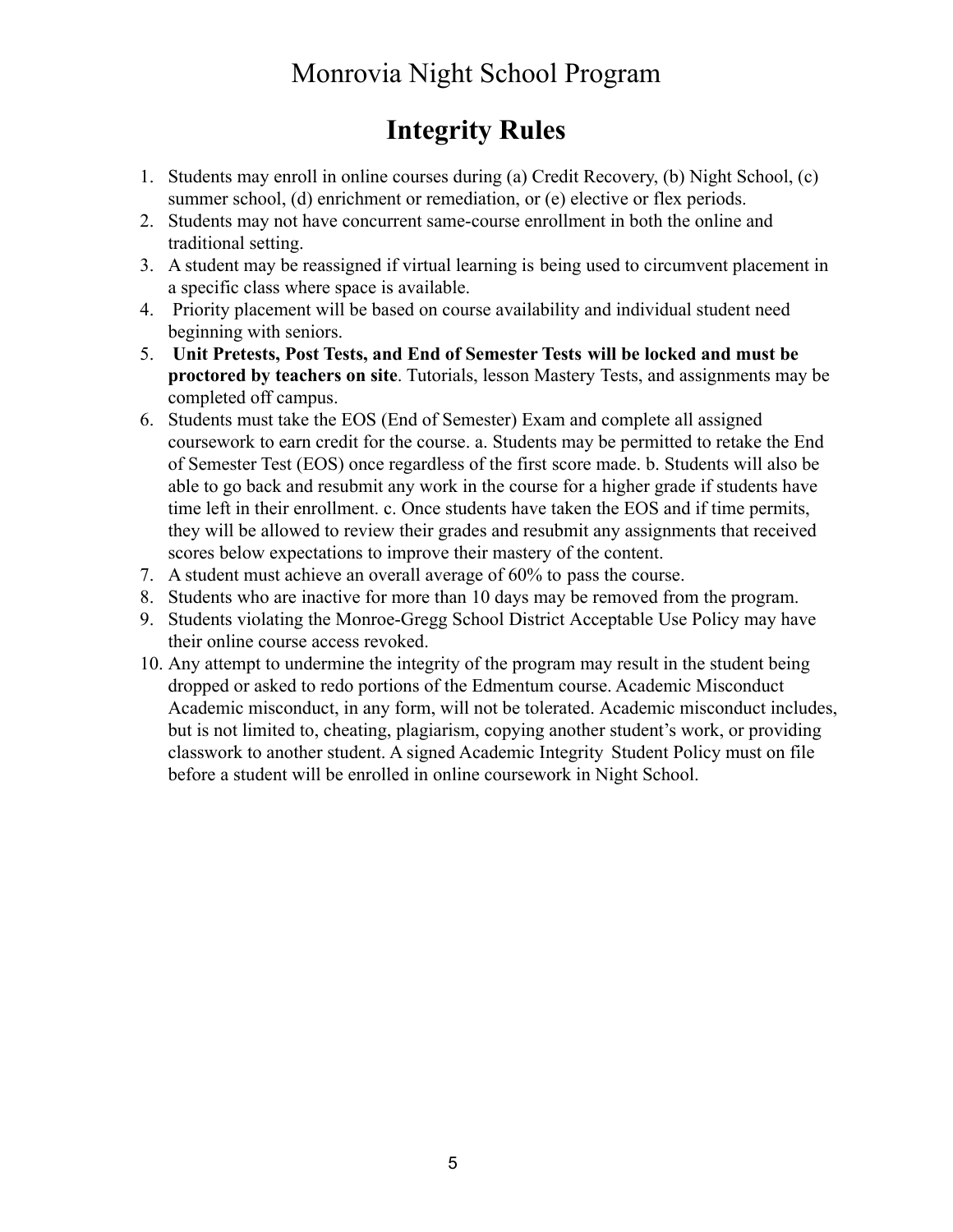Monrovia Night School Program

# Integrity Rules

1. Students may enroll in online courses during (a) Credit Recovery, (b) Night School, (c) summer school, (d) enrichment or remediation, or (e) elective or flex periods.
2. Students may not have concurrent same-course enrollment in both the online and traditional setting.
3. A student may be reassigned if virtual learning is being used to circumvent placement in a specific class where space is available.
4. Priority placement will be based on course availability and individual student need beginning with seniors.
5. **Unit Pretests, Post Tests, and End of Semester Tests will be locked and must be proctored by teachers on site**. Tutorials, lesson Mastery Tests, and assignments may be completed off campus.
6. Students must take the EOS (End of Semester) Exam and complete all assigned coursework to earn credit for the course. a. Students may be permitted to retake the End of Semester Test (EOS) once regardless of the first score made. b. Students will also be able to go back and resubmit any work in the course for a higher grade if students have time left in their enrollment. c. Once students have taken the EOS and if time permits, they will be allowed to review their grades and resubmit any assignments that received scores below expectations to improve their mastery of the content.
7. A student must achieve an overall average of 60% to pass the course.
8. Students who are inactive for more than 10 days may be removed from the program.
9. Students violating the Monroe-Gregg School District Acceptable Use Policy may have their online course access revoked.
10. Any attempt to undermine the integrity of the program may result in the student being dropped or asked to redo portions of the Edmentum course. Academic Misconduct Academic misconduct, in any form, will not be tolerated. Academic misconduct includes, but is not limited to, cheating, plagiarism, copying another student's work, or providing classwork to another student. A signed Academic Integrity Student Policy must on file before a student will be enrolled in online coursework in Night School.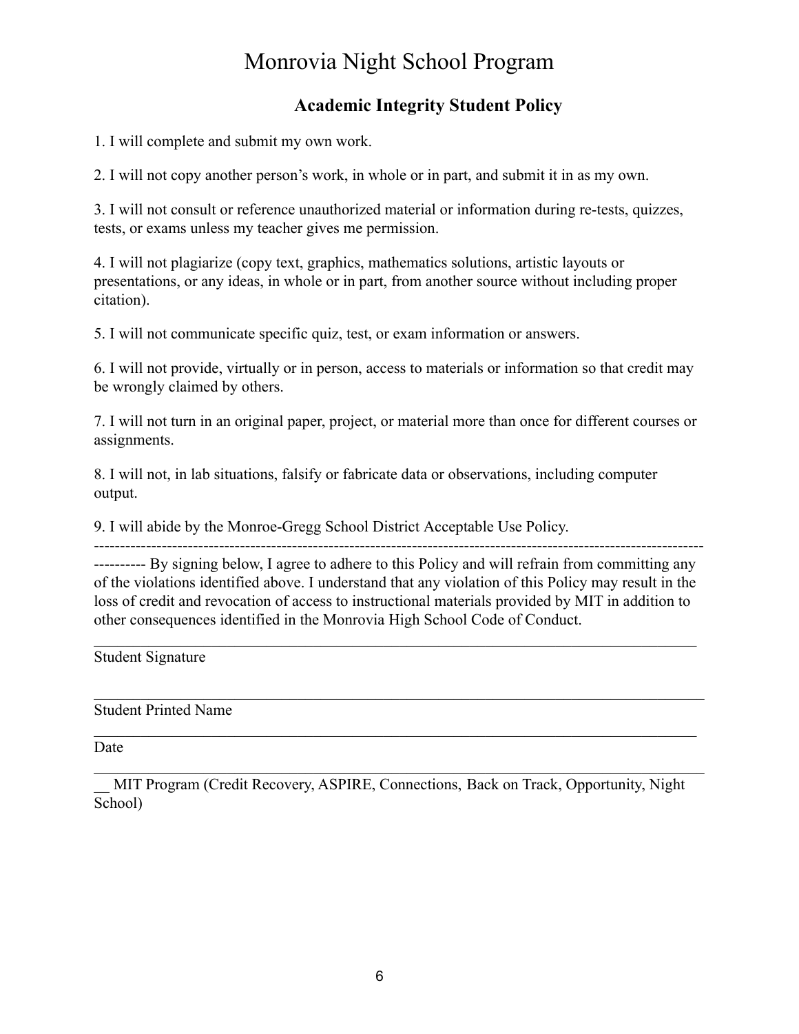# Monrovia Night School Program

## Academic Integrity Student Policy

1. I will complete and submit my own work.

2. I will not copy another person's work, in whole or in part, and submit it in as my own.

3. I will not consult or reference unauthorized material or information during re-tests, quizzes, tests, or exams unless my teacher gives me permission.

4. I will not plagiarize (copy text, graphics, mathematics solutions, artistic layouts or presentations, or any ideas, in whole or in part, from another source without including proper citation).

5. I will not communicate specific quiz, test, or exam information or answers.

6. I will not provide, virtually or in person, access to materials or information so that credit may be wrongly claimed by others.

7. I will not turn in an original paper, project, or material more than once for different courses or assignments.

8. I will not, in lab situations, falsify or fabricate data or observations, including computer output.

9. I will abide by the Monroe-Gregg School District Acceptable Use Policy.

---------------------------------------------------------------------------------------------------------------------------- By signing below, I agree to adhere to this Policy and will refrain from committing any of the violations identified above. I understand that any violation of this Policy may result in the loss of credit and revocation of access to instructional materials provided by MIT in addition to other consequences identified in the Monrovia High School Code of Conduct.

______________________________________________________________________________

Student Signature

______________________________________________________________________________

Student Printed Name

______________________________________________________________________________

Date

______________________________________________________________________________

__ MIT Program (Credit Recovery, ASPIRE, Connections, Back on Track, Opportunity, Night School)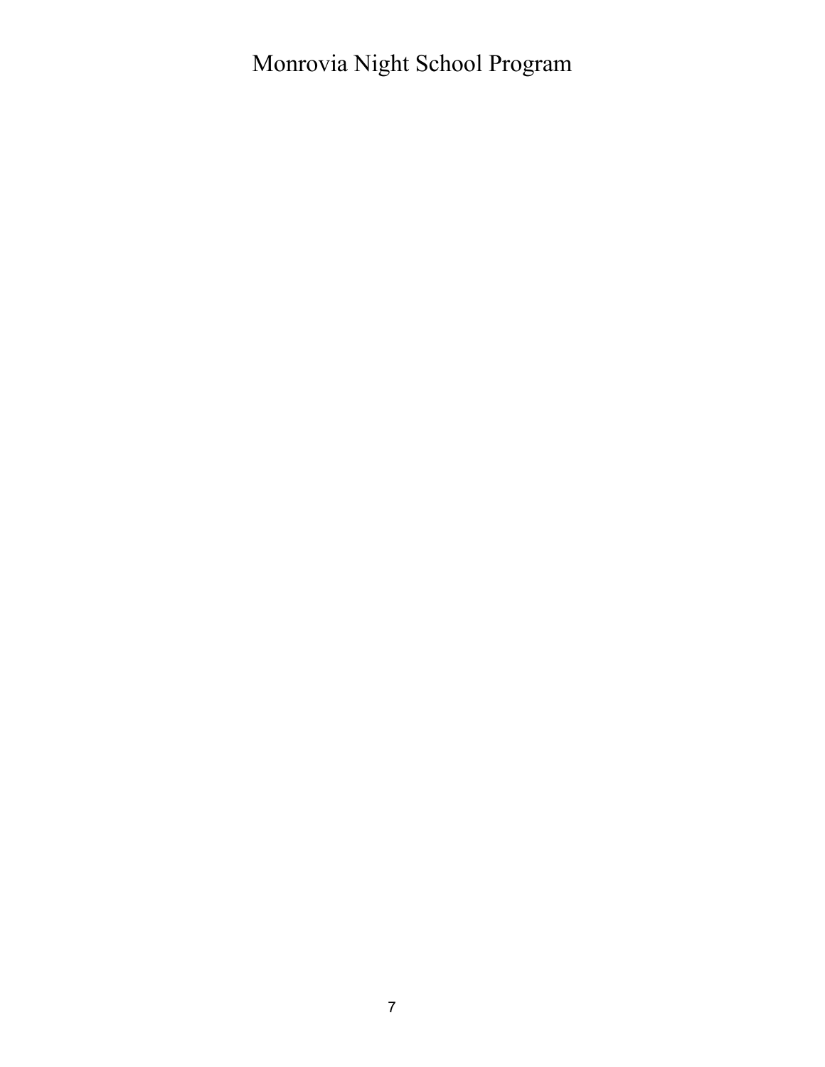Monrovia Night School Program